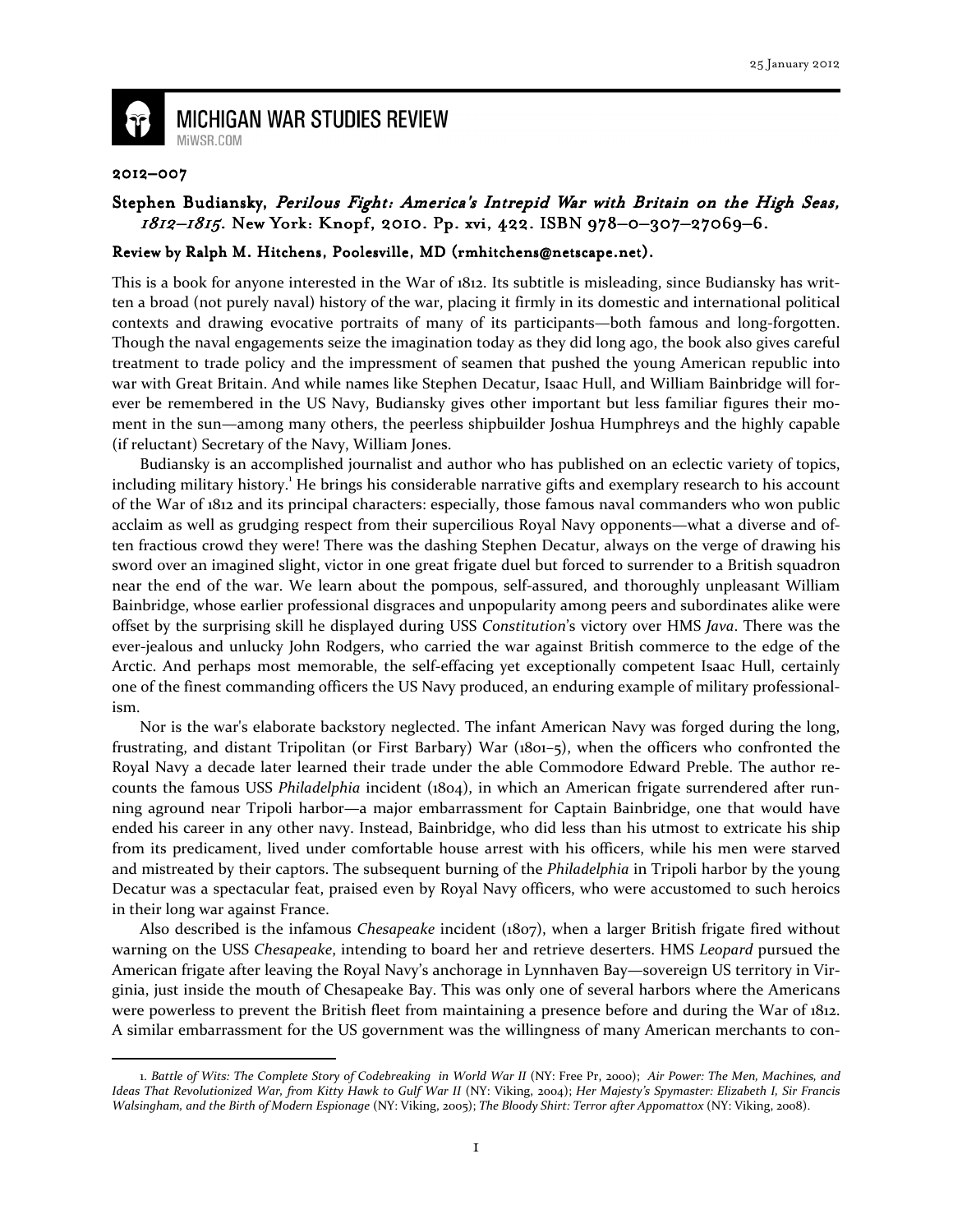# MICHIGAN WAR STUDIES REVIEW

MiWSR.COM

25 January 2012

**2012–007**

**Stephen Budiansky, *Perilous Fight: America's Intrepid War with Britain on the High Seas, 1812–1815*. New York: Knopf, 2010. Pp. xvi, 422. ISBN 978–0–307–27069–6.**

**Review by Ralph M. Hitchens, Poolesville, MD (rmhitchens@netscape.net).**

This is a book for anyone interested in the War of 1812. Its subtitle is misleading, since Budiansky has written a broad (not purely naval) history of the war, placing it firmly in its domestic and international political contexts and drawing evocative portraits of many of its participants—both famous and long-forgotten. Though the naval engagements seize the imagination today as they did long ago, the book also gives careful treatment to trade policy and the impressment of seamen that pushed the young American republic into war with Great Britain. And while names like Stephen Decatur, Isaac Hull, and William Bainbridge will forever be remembered in the US Navy, Budiansky gives other important but less familiar figures their moment in the sun—among many others, the peerless shipbuilder Joshua Humphreys and the highly capable (if reluctant) Secretary of the Navy, William Jones.

Budiansky is an accomplished journalist and author who has published on an eclectic variety of topics, including military history.[1] He brings his considerable narrative gifts and exemplary research to his account of the War of 1812 and its principal characters: especially, those famous naval commanders who won public acclaim as well as grudging respect from their supercilious Royal Navy opponents—what a diverse and often fractious crowd they were! There was the dashing Stephen Decatur, always on the verge of drawing his sword over an imagined slight, victor in one great frigate duel but forced to surrender to a British squadron near the end of the war. We learn about the pompous, self-assured, and thoroughly unpleasant William Bainbridge, whose earlier professional disgraces and unpopularity among peers and subordinates alike were offset by the surprising skill he displayed during USS *Constitution*'s victory over HMS *Java*. There was the ever-jealous and unlucky John Rodgers, who carried the war against British commerce to the edge of the Arctic. And perhaps most memorable, the self-effacing yet exceptionally competent Isaac Hull, certainly one of the finest commanding officers the US Navy produced, an enduring example of military professionalism.

Nor is the war's elaborate backstory neglected. The infant American Navy was forged during the long, frustrating, and distant Tripolitan (or First Barbary) War (1801–5), when the officers who confronted the Royal Navy a decade later learned their trade under the able Commodore Edward Preble. The author recounts the famous USS *Philadelphia* incident (1804), in which an American frigate surrendered after running aground near Tripoli harbor—a major embarrassment for Captain Bainbridge, one that would have ended his career in any other navy. Instead, Bainbridge, who did less than his utmost to extricate his ship from its predicament, lived under comfortable house arrest with his officers, while his men were starved and mistreated by their captors. The subsequent burning of the *Philadelphia* in Tripoli harbor by the young Decatur was a spectacular feat, praised even by Royal Navy officers, who were accustomed to such heroics in their long war against France.

Also described is the infamous *Chesapeake* incident (1807), when a larger British frigate fired without warning on the USS *Chesapeake*, intending to board her and retrieve deserters. HMS *Leopard* pursued the American frigate after leaving the Royal Navy's anchorage in Lynnhaven Bay—sovereign US territory in Virginia, just inside the mouth of Chesapeake Bay. This was only one of several harbors where the Americans were powerless to prevent the British fleet from maintaining a presence before and during the War of 1812. A similar embarrassment for the US government was the willingness of many American merchants to con-

---

1. *Battle of Wits: The Complete Story of Codebreaking in World War II* (NY: Free Pr, 2000); *Air Power: The Men, Machines, and Ideas That Revolutionized War, from Kitty Hawk to Gulf War II* (NY: Viking, 2004); *Her Majesty's Spymaster: Elizabeth I, Sir Francis Walsingham, and the Birth of Modern Espionage* (NY: Viking, 2005); *The Bloody Shirt: Terror after Appomattox* (NY: Viking, 2008).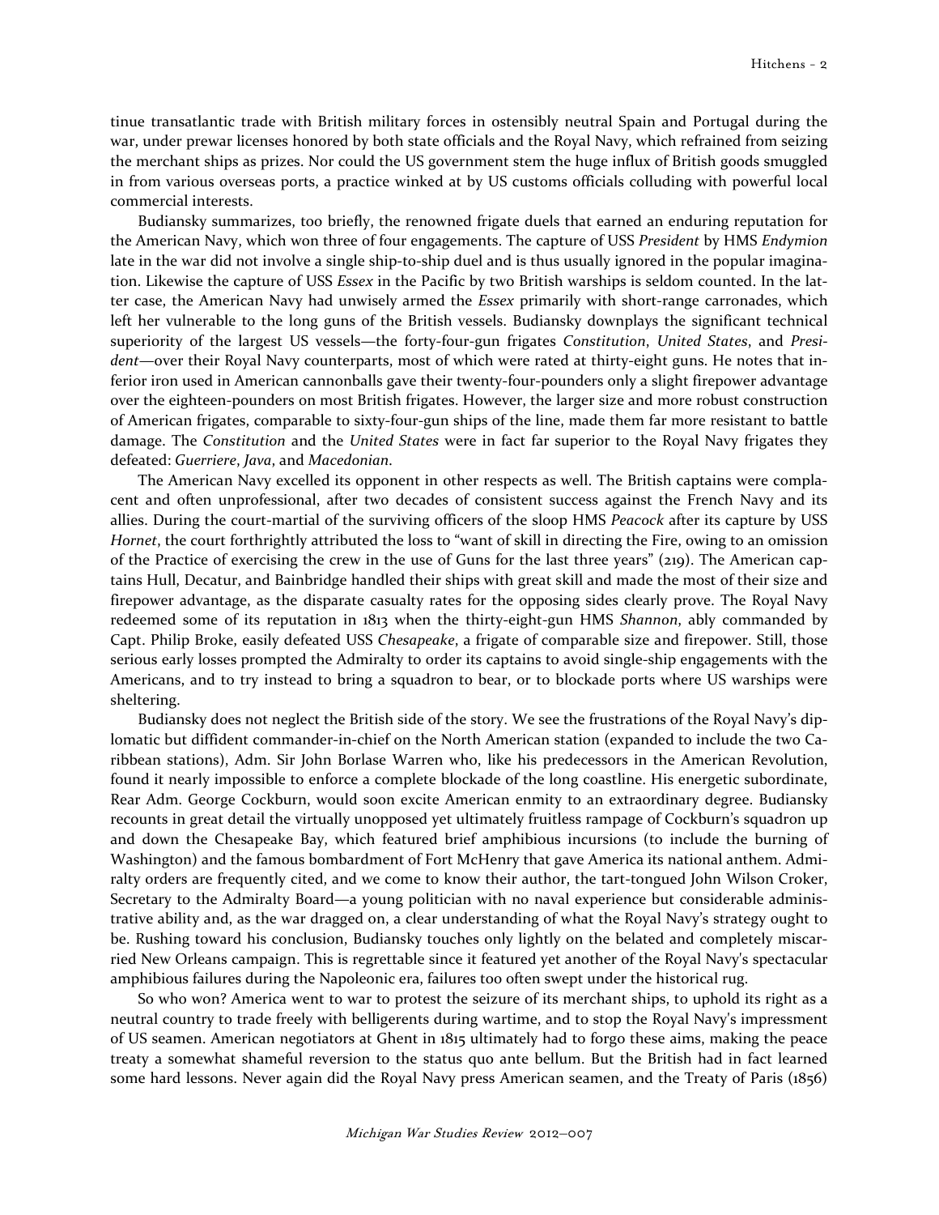tinue transatlantic trade with British military forces in ostensibly neutral Spain and Portugal during the war, under prewar licenses honored by both state officials and the Royal Navy, which refrained from seizing the merchant ships as prizes. Nor could the US government stem the huge influx of British goods smuggled in from various overseas ports, a practice winked at by US customs officials colluding with powerful local commercial interests.

Budiansky summarizes, too briefly, the renowned frigate duels that earned an enduring reputation for the American Navy, which won three of four engagements. The capture of USS *President* by HMS *Endymion* late in the war did not involve a single ship-to-ship duel and is thus usually ignored in the popular imagination. Likewise the capture of USS *Essex* in the Pacific by two British warships is seldom counted. In the latter case, the American Navy had unwisely armed the *Essex* primarily with short-range carronades, which left her vulnerable to the long guns of the British vessels. Budiansky downplays the significant technical superiority of the largest US vessels—the forty-four-gun frigates *Constitution*, *United States*, and *President*—over their Royal Navy counterparts, most of which were rated at thirty-eight guns. He notes that inferior iron used in American cannonballs gave their twenty-four-pounders only a slight firepower advantage over the eighteen-pounders on most British frigates. However, the larger size and more robust construction of American frigates, comparable to sixty-four-gun ships of the line, made them far more resistant to battle damage. The *Constitution* and the *United States* were in fact far superior to the Royal Navy frigates they defeated: *Guerriere*, *Java*, and *Macedonian*.

The American Navy excelled its opponent in other respects as well. The British captains were complacent and often unprofessional, after two decades of consistent success against the French Navy and its allies. During the court-martial of the surviving officers of the sloop HMS *Peacock* after its capture by USS *Hornet*, the court forthrightly attributed the loss to "want of skill in directing the Fire, owing to an omission of the Practice of exercising the crew in the use of Guns for the last three years" (219). The American captains Hull, Decatur, and Bainbridge handled their ships with great skill and made the most of their size and firepower advantage, as the disparate casualty rates for the opposing sides clearly prove. The Royal Navy redeemed some of its reputation in 1813 when the thirty-eight-gun HMS *Shannon*, ably commanded by Capt. Philip Broke, easily defeated USS *Chesapeake*, a frigate of comparable size and firepower. Still, those serious early losses prompted the Admiralty to order its captains to avoid single-ship engagements with the Americans, and to try instead to bring a squadron to bear, or to blockade ports where US warships were sheltering.

Budiansky does not neglect the British side of the story. We see the frustrations of the Royal Navy's diplomatic but diffident commander-in-chief on the North American station (expanded to include the two Caribbean stations), Adm. Sir John Borlase Warren who, like his predecessors in the American Revolution, found it nearly impossible to enforce a complete blockade of the long coastline. His energetic subordinate, Rear Adm. George Cockburn, would soon excite American enmity to an extraordinary degree. Budiansky recounts in great detail the virtually unopposed yet ultimately fruitless rampage of Cockburn's squadron up and down the Chesapeake Bay, which featured brief amphibious incursions (to include the burning of Washington) and the famous bombardment of Fort McHenry that gave America its national anthem. Admiralty orders are frequently cited, and we come to know their author, the tart-tongued John Wilson Croker, Secretary to the Admiralty Board—a young politician with no naval experience but considerable administrative ability and, as the war dragged on, a clear understanding of what the Royal Navy's strategy ought to be. Rushing toward his conclusion, Budiansky touches only lightly on the belated and completely miscarried New Orleans campaign. This is regrettable since it featured yet another of the Royal Navy's spectacular amphibious failures during the Napoleonic era, failures too often swept under the historical rug.

So who won? America went to war to protest the seizure of its merchant ships, to uphold its right as a neutral country to trade freely with belligerents during wartime, and to stop the Royal Navy's impressment of US seamen. American negotiators at Ghent in 1815 ultimately had to forgo these aims, making the peace treaty a somewhat shameful reversion to the status quo ante bellum. But the British had in fact learned some hard lessons. Never again did the Royal Navy press American seamen, and the Treaty of Paris (1856)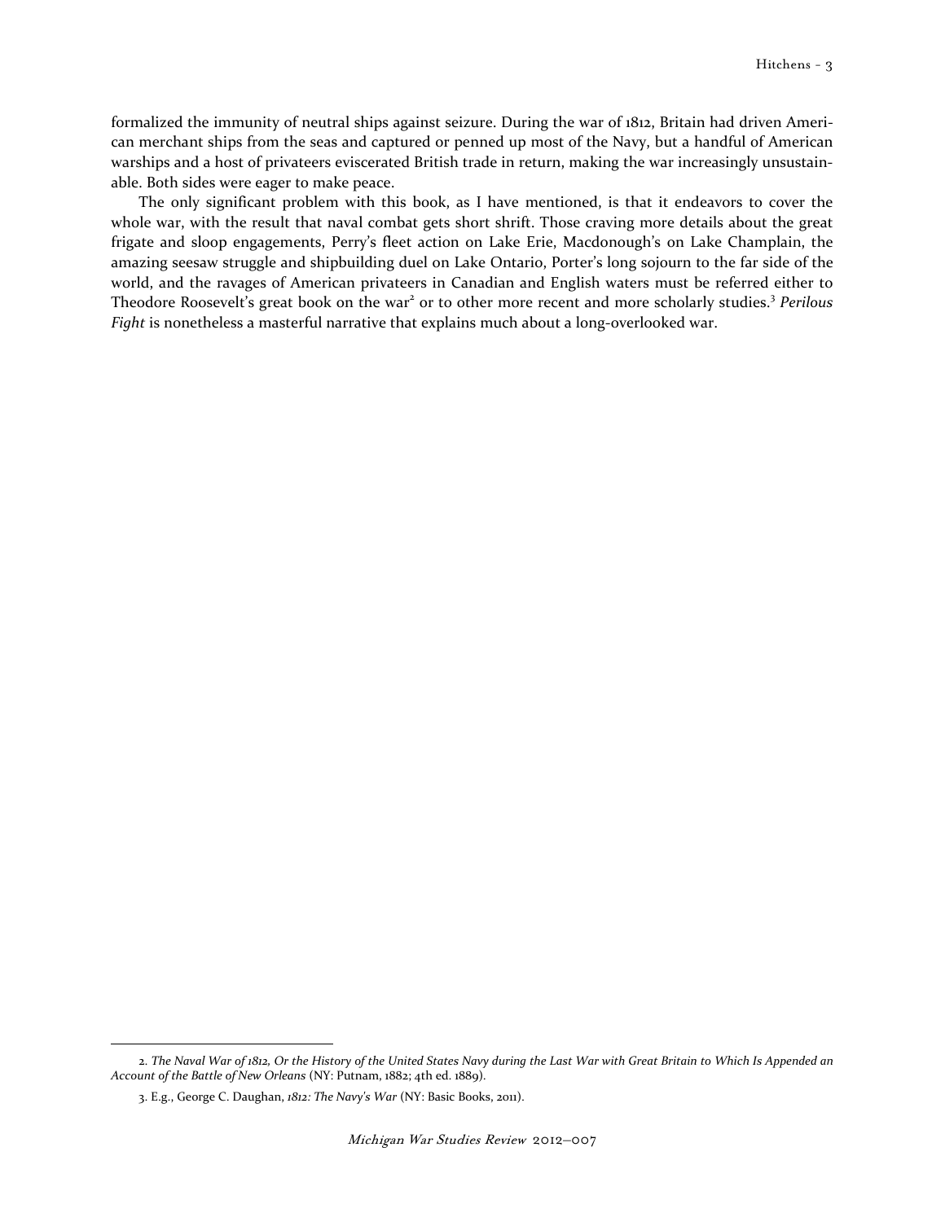formalized the immunity of neutral ships against seizure. During the war of 1812, Britain had driven American merchant ships from the seas and captured or penned up most of the Navy, but a handful of American warships and a host of privateers eviscerated British trade in return, making the war increasingly unsustainable. Both sides were eager to make peace.

The only significant problem with this book, as I have mentioned, is that it endeavors to cover the whole war, with the result that naval combat gets short shrift. Those craving more details about the great frigate and sloop engagements, Perry's fleet action on Lake Erie, Macdonough's on Lake Champlain, the amazing seesaw struggle and shipbuilding duel on Lake Ontario, Porter's long sojourn to the far side of the world, and the ravages of American privateers in Canadian and English waters must be referred either to Theodore Roosevelt's great book on the war[2] or to other more recent and more scholarly studies.[3] *Perilous Fight* is nonetheless a masterful narrative that explains much about a long-overlooked war.

---

2. *The Naval War of 1812, Or the History of the United States Navy during the Last War with Great Britain to Which Is Appended an Account of the Battle of New Orleans* (NY: Putnam, 1882; 4th ed. 1889).

3. E.g., George C. Daughan, *1812: The Navy's War* (NY: Basic Books, 2011).